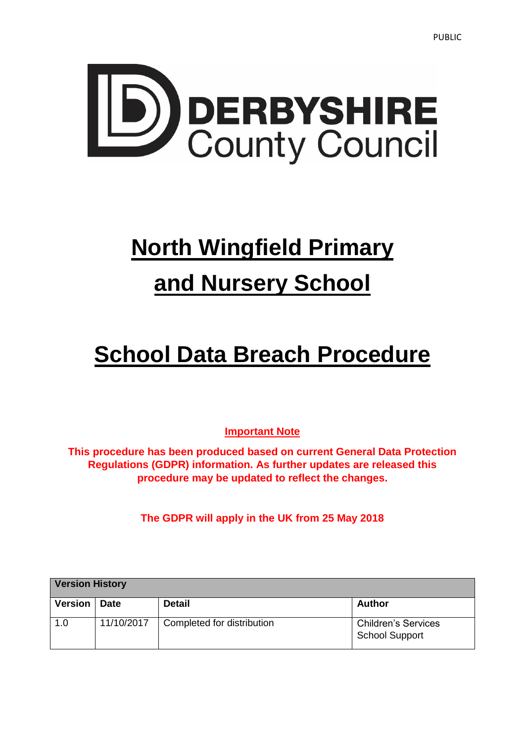PUBLIC

DERBYSHIRE County Council

# North Wingfield Primary and Nursery School

# School Data Breach Procedure

**Important Note**

**This procedure has been produced based on current General Data Protection Regulations (GDPR) information. As further updates are released this procedure may be updated to reflect the changes.**

**The GDPR will apply in the UK from 25 May 2018**

| Version History | | | |
|---|---|---|---|
| **Version** | **Date** | **Detail** | **Author** |
| 1.0 | 11/10/2017 | Completed for distribution | Children's Services School Support |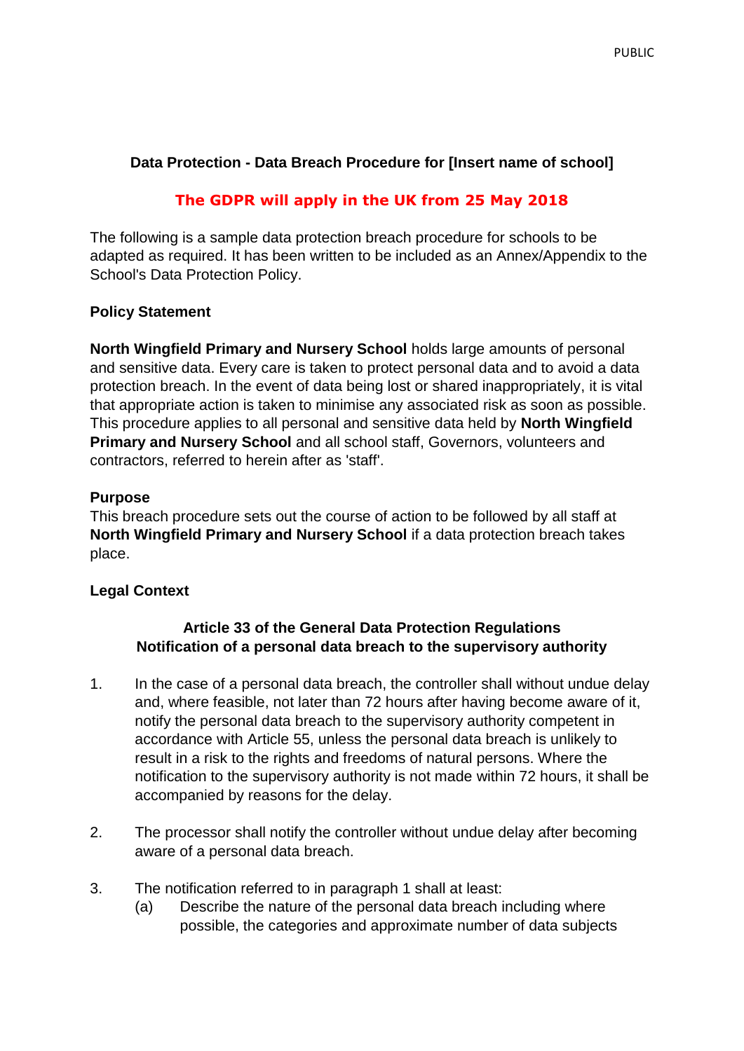**Data Protection - Data Breach Procedure for [Insert name of school]**

**The GDPR will apply in the UK from 25 May 2018**

The following is a sample data protection breach procedure for schools to be adapted as required. It has been written to be included as an Annex/Appendix to the School's Data Protection Policy.

**Policy Statement**

**North Wingfield Primary and Nursery School** holds large amounts of personal and sensitive data. Every care is taken to protect personal data and to avoid a data protection breach. In the event of data being lost or shared inappropriately, it is vital that appropriate action is taken to minimise any associated risk as soon as possible. This procedure applies to all personal and sensitive data held by **North Wingfield Primary and Nursery School** and all school staff, Governors, volunteers and contractors, referred to herein after as 'staff'.

**Purpose**

This breach procedure sets out the course of action to be followed by all staff at **North Wingfield Primary and Nursery School** if a data protection breach takes place.

**Legal Context**

**Article 33 of the General Data Protection Regulations**
**Notification of a personal data breach to the supervisory authority**

1. In the case of a personal data breach, the controller shall without undue delay and, where feasible, not later than 72 hours after having become aware of it, notify the personal data breach to the supervisory authority competent in accordance with Article 55, unless the personal data breach is unlikely to result in a risk to the rights and freedoms of natural persons. Where the notification to the supervisory authority is not made within 72 hours, it shall be accompanied by reasons for the delay.

2. The processor shall notify the controller without undue delay after becoming aware of a personal data breach.

3. The notification referred to in paragraph 1 shall at least:
   (a) Describe the nature of the personal data breach including where possible, the categories and approximate number of data subjects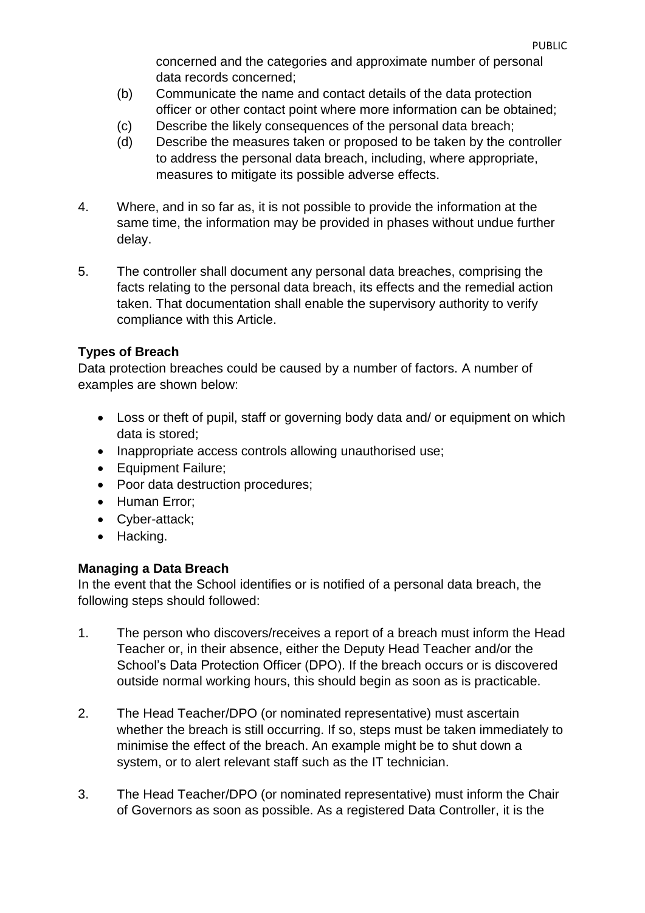concerned and the categories and approximate number of personal data records concerned;

(b) Communicate the name and contact details of the data protection officer or other contact point where more information can be obtained;

(c) Describe the likely consequences of the personal data breach;

(d) Describe the measures taken or proposed to be taken by the controller to address the personal data breach, including, where appropriate, measures to mitigate its possible adverse effects.

4. Where, and in so far as, it is not possible to provide the information at the same time, the information may be provided in phases without undue further delay.

5. The controller shall document any personal data breaches, comprising the facts relating to the personal data breach, its effects and the remedial action taken. That documentation shall enable the supervisory authority to verify compliance with this Article.

**Types of Breach**

Data protection breaches could be caused by a number of factors. A number of examples are shown below:

- Loss or theft of pupil, staff or governing body data and/ or equipment on which data is stored;
- Inappropriate access controls allowing unauthorised use;
- Equipment Failure;
- Poor data destruction procedures;
- Human Error;
- Cyber-attack;
- Hacking.

**Managing a Data Breach**

In the event that the School identifies or is notified of a personal data breach, the following steps should followed:

1. The person who discovers/receives a report of a breach must inform the Head Teacher or, in their absence, either the Deputy Head Teacher and/or the School's Data Protection Officer (DPO). If the breach occurs or is discovered outside normal working hours, this should begin as soon as is practicable.

2. The Head Teacher/DPO (or nominated representative) must ascertain whether the breach is still occurring. If so, steps must be taken immediately to minimise the effect of the breach. An example might be to shut down a system, or to alert relevant staff such as the IT technician.

3. The Head Teacher/DPO (or nominated representative) must inform the Chair of Governors as soon as possible. As a registered Data Controller, it is the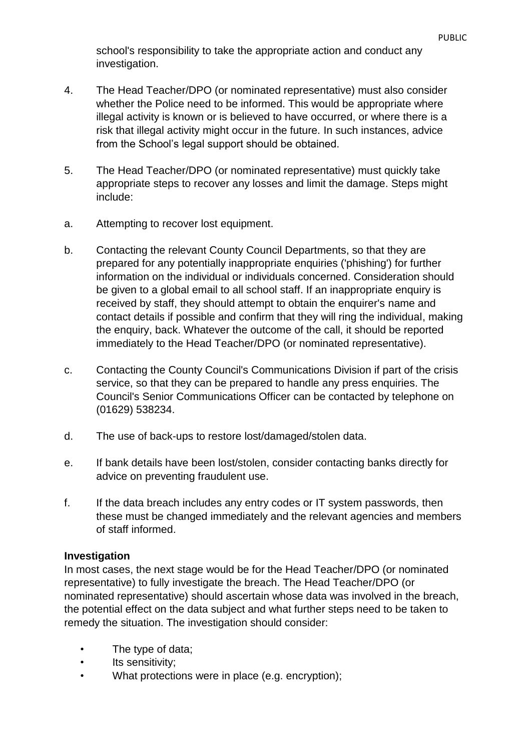school's responsibility to take the appropriate action and conduct any investigation.

4. The Head Teacher/DPO (or nominated representative) must also consider whether the Police need to be informed. This would be appropriate where illegal activity is known or is believed to have occurred, or where there is a risk that illegal activity might occur in the future. In such instances, advice from the School's legal support should be obtained.

5. The Head Teacher/DPO (or nominated representative) must quickly take appropriate steps to recover any losses and limit the damage. Steps might include:

a. Attempting to recover lost equipment.

b. Contacting the relevant County Council Departments, so that they are prepared for any potentially inappropriate enquiries ('phishing') for further information on the individual or individuals concerned. Consideration should be given to a global email to all school staff. If an inappropriate enquiry is received by staff, they should attempt to obtain the enquirer's name and contact details if possible and confirm that they will ring the individual, making the enquiry, back. Whatever the outcome of the call, it should be reported immediately to the Head Teacher/DPO (or nominated representative).

c. Contacting the County Council's Communications Division if part of the crisis service, so that they can be prepared to handle any press enquiries. The Council's Senior Communications Officer can be contacted by telephone on (01629) 538234.

d. The use of back-ups to restore lost/damaged/stolen data.

e. If bank details have been lost/stolen, consider contacting banks directly for advice on preventing fraudulent use.

f. If the data breach includes any entry codes or IT system passwords, then these must be changed immediately and the relevant agencies and members of staff informed.

**Investigation**

In most cases, the next stage would be for the Head Teacher/DPO (or nominated representative) to fully investigate the breach. The Head Teacher/DPO (or nominated representative) should ascertain whose data was involved in the breach, the potential effect on the data subject and what further steps need to be taken to remedy the situation. The investigation should consider:

- The type of data;
- Its sensitivity;
- What protections were in place (e.g. encryption);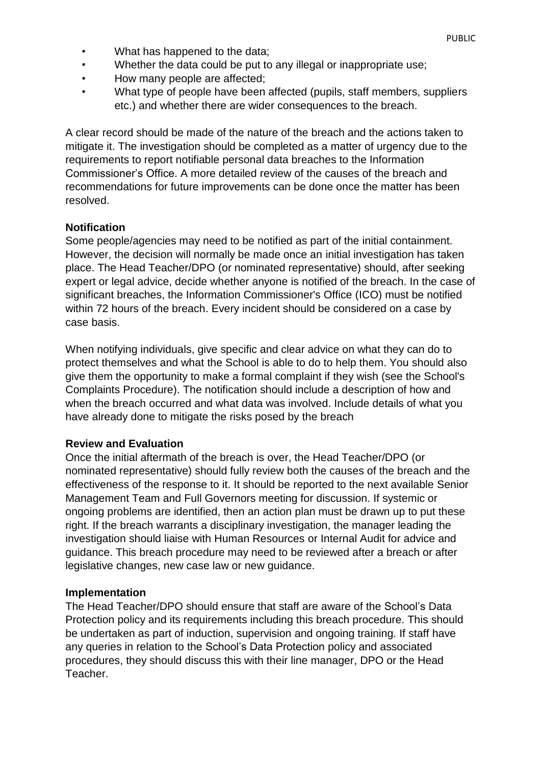- What has happened to the data;
- Whether the data could be put to any illegal or inappropriate use;
- How many people are affected;
- What type of people have been affected (pupils, staff members, suppliers etc.) and whether there are wider consequences to the breach.

A clear record should be made of the nature of the breach and the actions taken to mitigate it. The investigation should be completed as a matter of urgency due to the requirements to report notifiable personal data breaches to the Information Commissioner's Office. A more detailed review of the causes of the breach and recommendations for future improvements can be done once the matter has been resolved.

**Notification**

Some people/agencies may need to be notified as part of the initial containment. However, the decision will normally be made once an initial investigation has taken place. The Head Teacher/DPO (or nominated representative) should, after seeking expert or legal advice, decide whether anyone is notified of the breach. In the case of significant breaches, the Information Commissioner's Office (ICO) must be notified within 72 hours of the breach. Every incident should be considered on a case by case basis.

When notifying individuals, give specific and clear advice on what they can do to protect themselves and what the School is able to do to help them. You should also give them the opportunity to make a formal complaint if they wish (see the School's Complaints Procedure). The notification should include a description of how and when the breach occurred and what data was involved. Include details of what you have already done to mitigate the risks posed by the breach

**Review and Evaluation**

Once the initial aftermath of the breach is over, the Head Teacher/DPO (or nominated representative) should fully review both the causes of the breach and the effectiveness of the response to it. It should be reported to the next available Senior Management Team and Full Governors meeting for discussion. If systemic or ongoing problems are identified, then an action plan must be drawn up to put these right. If the breach warrants a disciplinary investigation, the manager leading the investigation should liaise with Human Resources or Internal Audit for advice and guidance. This breach procedure may need to be reviewed after a breach or after legislative changes, new case law or new guidance.

**Implementation**

The Head Teacher/DPO should ensure that staff are aware of the School's Data Protection policy and its requirements including this breach procedure. This should be undertaken as part of induction, supervision and ongoing training. If staff have any queries in relation to the School's Data Protection policy and associated procedures, they should discuss this with their line manager, DPO or the Head Teacher.